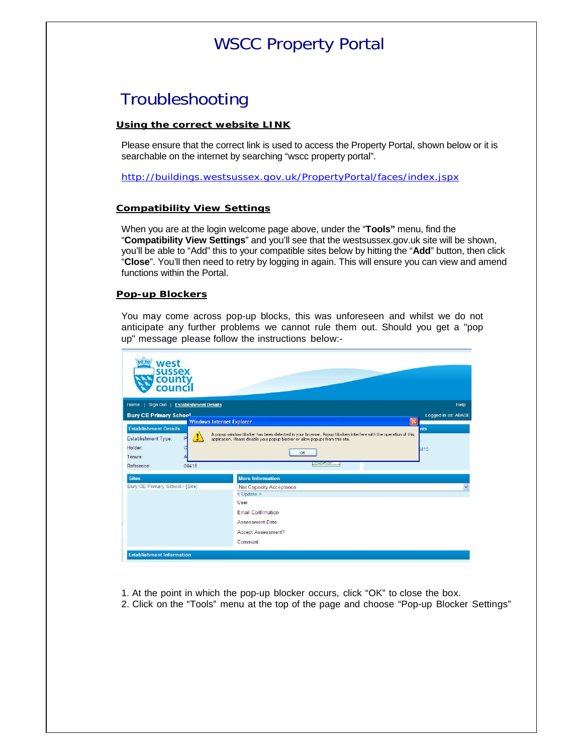# WSCC Property Portal

## Troubleshooting

### Using the correct website LINK

Please ensure that the correct link is used to access the Property Portal, shown below or it is searchable on the internet by searching "wscc property portal".

http://buildings.westsussex.gov.uk/PropertyPortal/faces/index.jspx

### Compatibility View Settings

When you are at the login welcome page above, under the "**Tools"** menu, find the "**Compatibility View Settings**" and you'll see that the westsussex.gov.uk site will be shown, you'll be able to "Add" this to your compatible sites below by hitting the "**Add**" button, then click "**Close**". You'll then need to retry by logging in again. This will ensure you can view and amend functions within the Portal.

### Pop-up Blockers

You may come across pop-up blocks, this was unforeseen and whilst we do not anticipate any further problems we cannot rule them out. Should you get a "pop up" message please follow the instructions below:-

1. At the point in which the pop-up blocker occurs, click "OK" to close the box.
2. Click on the "Tools" menu at the top of the page and choose "Pop-up Blocker Settings"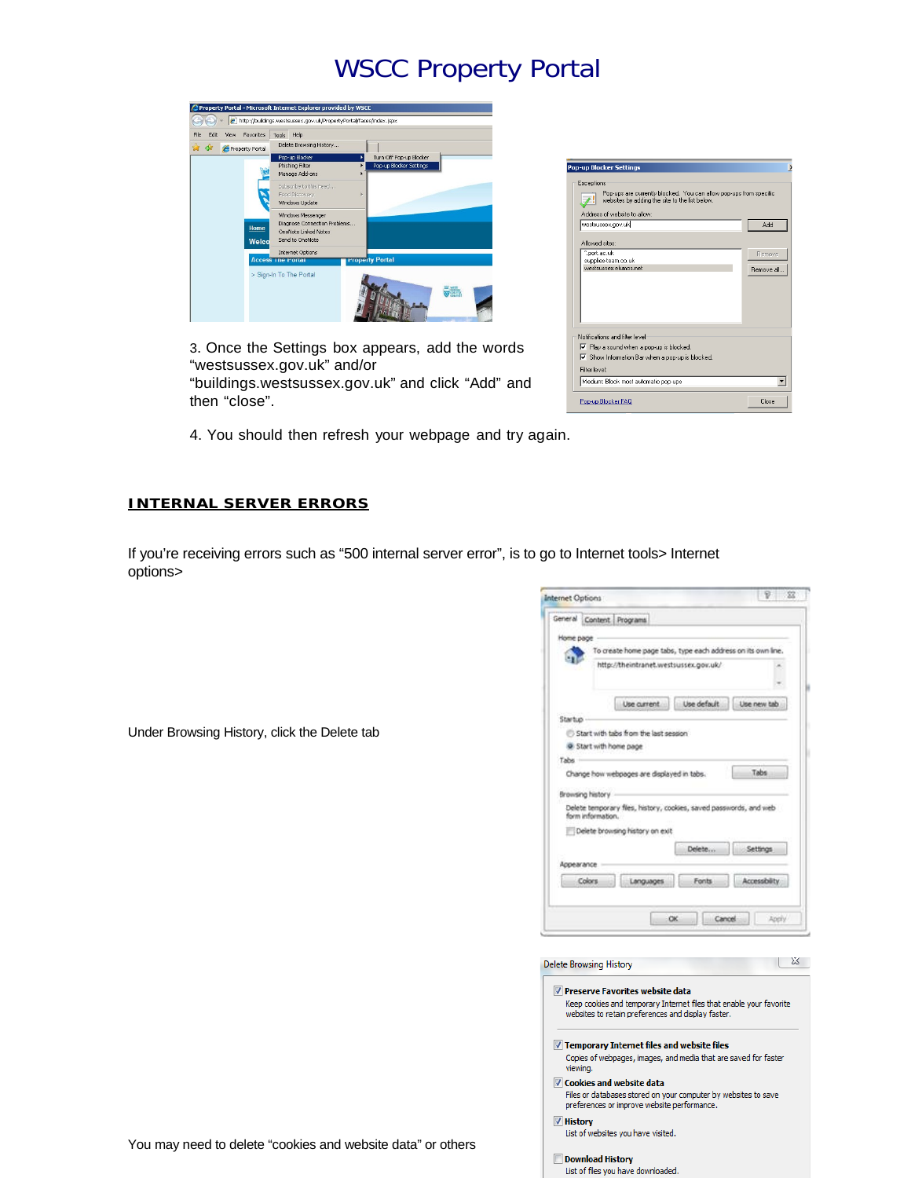# WSCC Property Portal

3. Once the Settings box appears, add the words "westsussex.gov.uk" and/or "buildings.westsussex.gov.uk" and click "Add" and then "close".

4. You should then refresh your webpage and try again.

## INTERNAL SERVER ERRORS

If you're receiving errors such as "500 internal server error", is to go to Internet tools> Internet options>

Under Browsing History, click the Delete tab

You may need to delete "cookies and website data" or others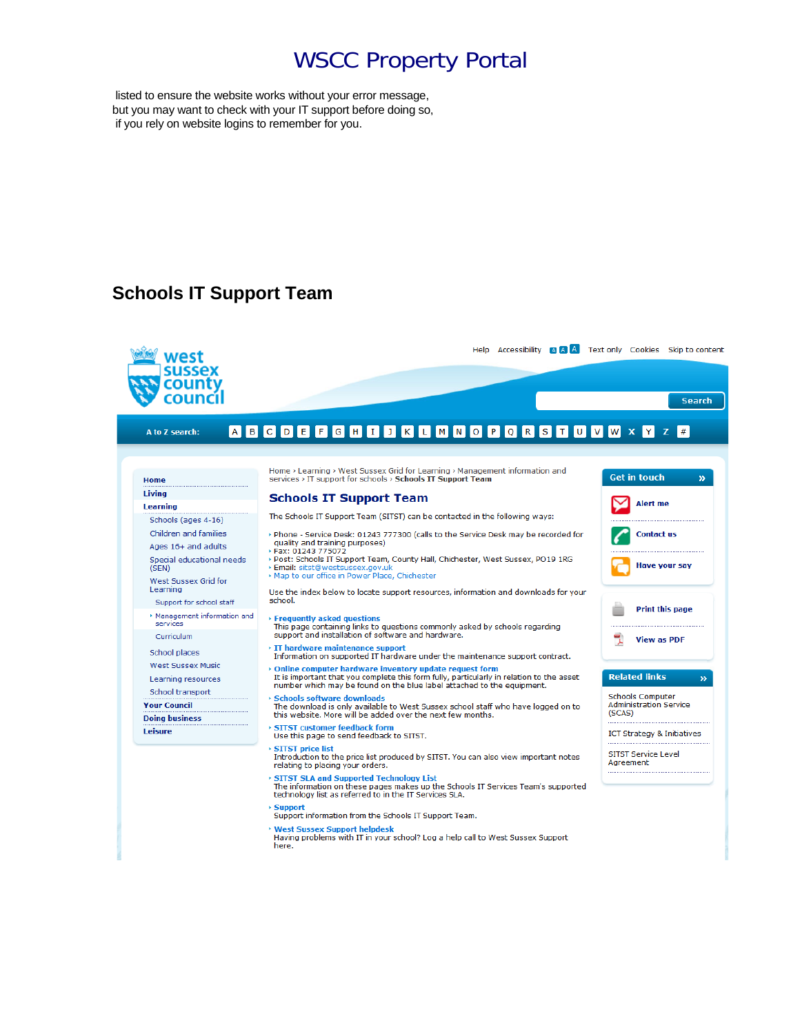# WSCC Property Portal

listed to ensure the website works without your error message, but you may want to check with your IT support before doing so, if you rely on website logins to remember for you.

## Schools IT Support Team

Help Accessibility A A A Text only Cookies Skip to content

west sussex county council

Search

A to Z search: A B C D E F G H I J K L M N O P Q R S T U V W X Y Z #

Home
Living
Learning
Schools (ages 4-16)
Children and families
Ages 16+ and adults
Special educational needs (SEN)
West Sussex Grid for Learning
Support for school staff
Management information and services
Curriculum
School places
West Sussex Music
Learning resources
School transport
Your Council
Doing business
Leisure

Home › Learning › West Sussex Grid for Learning › Management information and services › IT support for schools › **Schools IT Support Team**

### Schools IT Support Team

The Schools IT Support Team (SITST) can be contacted in the following ways:

- Phone - Service Desk: 01243 777300 (calls to the Service Desk may be recorded for quality and training purposes)
- Fax: 01243 775072
- Post: Schools IT Support Team, County Hall, Chichester, West Sussex, PO19 1RG
- Email: sitst@westsussex.gov.uk
- Map to our office in Power Place, Chichester

Use the index below to locate support resources, information and downloads for your school.

- **Frequently asked questions**
  This page containing links to questions commonly asked by schools regarding support and installation of software and hardware.
- **IT hardware maintenance support**
  Information on supported IT hardware under the maintenance support contract.
- **Online computer hardware inventory update request form**
  It is important that you complete this form fully, particularly in relation to the asset number which may be found on the blue label attached to the equipment.
- **Schools software downloads**
  The download is only available to West Sussex school staff who have logged on to this website. More will be added over the next few months.
- **SITST customer feedback form**
  Use this page to send feedback to SITST.
- **SITST price list**
  Introduction to the price list produced by SITST. You can also view important notes relating to placing your orders.
- **SITST SLA and Supported Technology List**
  The information on these pages makes up the Schools IT Services Team's supported technology list as referred to in the IT Services SLA.
- **Support**
  Support information from the Schools IT Support Team.
- **West Sussex Support helpdesk**
  Having problems with IT in your school? Log a help call to West Sussex Support here.

**Get in touch** »

Alert me
Contact us
Have your say

Print this page
View as PDF

**Related links** »

Schools Computer Administration Service (SCAS)
ICT Strategy & Initiatives
SITST Service Level Agreement